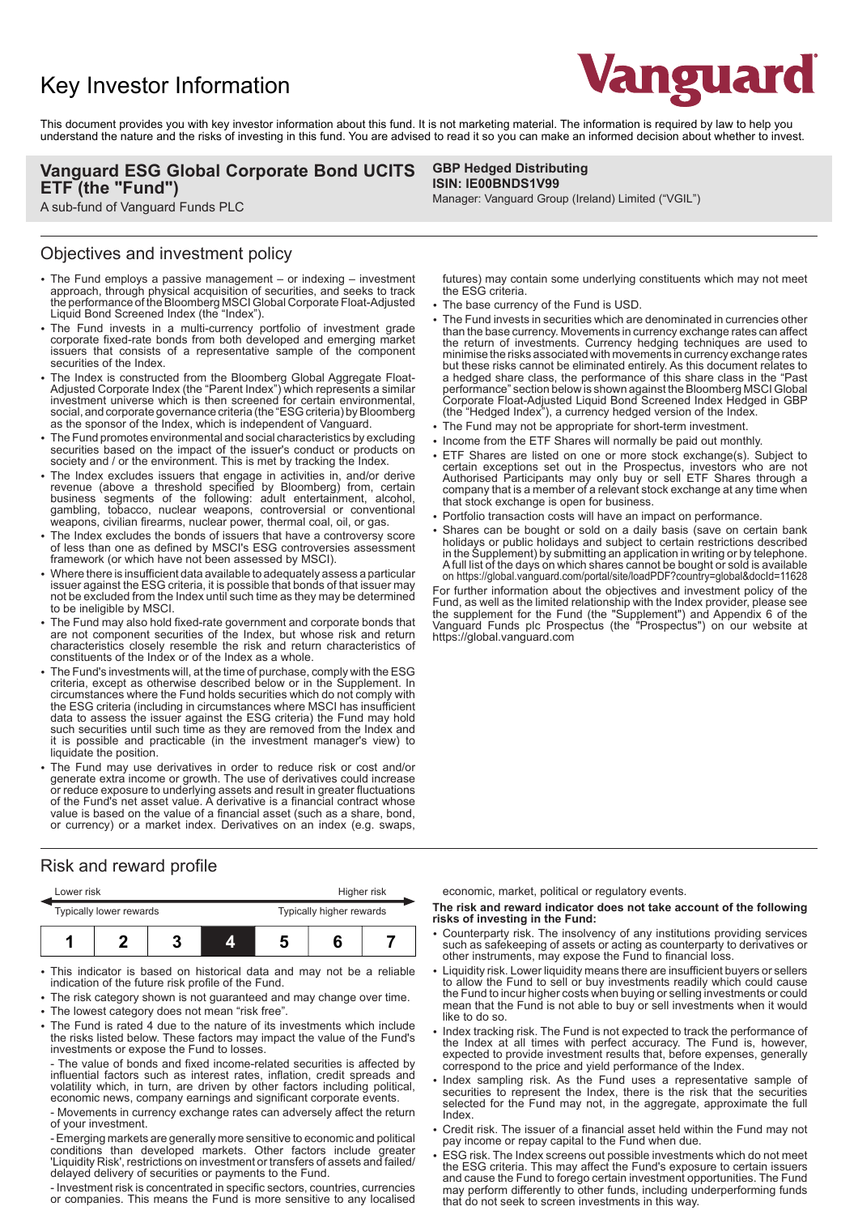# Key Investor Information

Vanguard

This document provides you with key investor information about this fund. It is not marketing material. The information is required by law to help you understand the nature and the risks of investing in this fund. You are advised to read it so you can make an informed decision about whether to invest.

**Vanguard ESG Global Corporate Bond UCITS ETF (the "Fund")**
A sub-fund of Vanguard Funds PLC

**GBP Hedged Distributing**
**ISIN: IE00BNDS1V99**
Manager: Vanguard Group (Ireland) Limited ("VGIL")

## Objectives and investment policy

- The Fund employs a passive management – or indexing – investment approach, through physical acquisition of securities, and seeks to track the performance of the Bloomberg MSCI Global Corporate Float-Adjusted Liquid Bond Screened Index (the "Index").
- The Fund invests in a multi-currency portfolio of investment grade corporate fixed-rate bonds from both developed and emerging market issuers that consists of a representative sample of the component securities of the Index.
- The Index is constructed from the Bloomberg Global Aggregate Float-Adjusted Corporate Index (the "Parent Index") which represents a similar investment universe which is then screened for certain environmental, social, and corporate governance criteria (the "ESG criteria) by Bloomberg as the sponsor of the Index, which is independent of Vanguard.
- The Fund promotes environmental and social characteristics by excluding securities based on the impact of the issuer's conduct or products on society and / or the environment. This is met by tracking the Index.
- The Index excludes issuers that engage in activities in, and/or derive revenue (above a threshold specified by Bloomberg) from, certain business segments of the following: adult entertainment, alcohol, gambling, tobacco, nuclear weapons, controversial or conventional weapons, civilian firearms, nuclear power, thermal coal, oil, or gas.
- The Index excludes the bonds of issuers that have a controversy score of less than one as defined by MSCI's ESG controversies assessment framework (or which have not been assessed by MSCI).
- Where there is insufficient data available to adequately assess a particular issuer against the ESG criteria, it is possible that bonds of that issuer may not be excluded from the Index until such time as they may be determined to be ineligible by MSCI.
- The Fund may also hold fixed-rate government and corporate bonds that are not component securities of the Index, but whose risk and return characteristics closely resemble the risk and return characteristics of constituents of the Index or of the Index as a whole.
- The Fund's investments will, at the time of purchase, comply with the ESG criteria, except as otherwise described below or in the Supplement. In circumstances where the Fund holds securities which do not comply with the ESG criteria (including in circumstances where MSCI has insufficient data to assess the issuer against the ESG criteria) the Fund may hold such securities until such time as they are removed from the Index and it is possible and practicable (in the investment manager's view) to liquidate the position.
- The Fund may use derivatives in order to reduce risk or cost and/or generate extra income or growth. The use of derivatives could increase or reduce exposure to underlying assets and result in greater fluctuations of the Fund's net asset value. A derivative is a financial contract whose value is based on the value of a financial asset (such as a share, bond, or currency) or a market index. Derivatives on an index (e.g. swaps, futures) may contain some underlying constituents which may not meet the ESG criteria.
- The base currency of the Fund is USD.
- The Fund invests in securities which are denominated in currencies other than the base currency. Movements in currency exchange rates can affect the return of investments. Currency hedging techniques are used to minimise the risks associated with movements in currency exchange rates but these risks cannot be eliminated entirely. As this document relates to a hedged share class, the performance of this share class in the "Past performance" section below is shown against the Bloomberg MSCI Global Corporate Float-Adjusted Liquid Bond Screened Index Hedged in GBP (the "Hedged Index"), a currency hedged version of the Index.
- The Fund may not be appropriate for short-term investment.
- Income from the ETF Shares will normally be paid out monthly.
- ETF Shares are listed on one or more stock exchange(s). Subject to certain exceptions set out in the Prospectus, investors who are not Authorised Participants may only buy or sell ETF Shares through a company that is a member of a relevant stock exchange at any time when that stock exchange is open for business.
- Portfolio transaction costs will have an impact on performance.
- Shares can be bought or sold on a daily basis (save on certain bank holidays or public holidays and subject to certain restrictions described in the Supplement) by submitting an application in writing or by telephone. A full list of the days on which shares cannot be bought or sold is available on https://global.vanguard.com/portal/site/loadPDF?country=global&docId=11628

For further information about the objectives and investment policy of the Fund, as well as the limited relationship with the Index provider, please see the supplement for the Fund (the "Supplement") and Appendix 6 of the Vanguard Funds plc Prospectus (the "Prospectus") on our website at https://global.vanguard.com

## Risk and reward profile

| Lower risk | | | | | | Higher risk |
|---|---|---|---|---|---|---|
| Typically lower rewards | | | | | | Typically higher rewards |
| 1 | 2 | 3 | **4** | 5 | 6 | 7 |

- This indicator is based on historical data and may not be a reliable indication of the future risk profile of the Fund.
- The risk category shown is not guaranteed and may change over time.
- The lowest category does not mean "risk free".
- The Fund is rated 4 due to the nature of its investments which include the risks listed below. These factors may impact the value of the Fund's investments or expose the Fund to losses.

  - The value of bonds and fixed income-related securities is affected by influential factors such as interest rates, inflation, credit spreads and volatility which, in turn, are driven by other factors including political, economic news, company earnings and significant corporate events.
  - Movements in currency exchange rates can adversely affect the return of your investment.
  - Emerging markets are generally more sensitive to economic and political conditions than developed markets. Other factors include greater 'Liquidity Risk', restrictions on investment or transfers of assets and failed/delayed delivery of securities or payments to the Fund.
  - Investment risk is concentrated in specific sectors, countries, currencies or companies. This means the Fund is more sensitive to any localised economic, market, political or regulatory events.

**The risk and reward indicator does not take account of the following risks of investing in the Fund:**

- Counterparty risk. The insolvency of any institutions providing services such as safekeeping of assets or acting as counterparty to derivatives or other instruments, may expose the Fund to financial loss.
- Liquidity risk. Lower liquidity means there are insufficient buyers or sellers to allow the Fund to sell or buy investments readily which could cause the Fund to incur higher costs when buying or selling investments or could mean that the Fund is not able to buy or sell investments when it would like to do so.
- Index tracking risk. The Fund is not expected to track the performance of the Index at all times with perfect accuracy. The Fund is, however, expected to provide investment results that, before expenses, generally correspond to the price and yield performance of the Index.
- Index sampling risk. As the Fund uses a representative sample of securities to represent the Index, there is the risk that the securities selected for the Fund may not, in the aggregate, approximate the full Index.
- Credit risk. The issuer of a financial asset held within the Fund may not pay income or repay capital to the Fund when due.
- ESG risk. The Index screens out possible investments which do not meet the ESG criteria. This may affect the Fund's exposure to certain issuers and cause the Fund to forego certain investment opportunities. The Fund may perform differently to other funds, including underperforming funds that do not seek to screen investments in this way.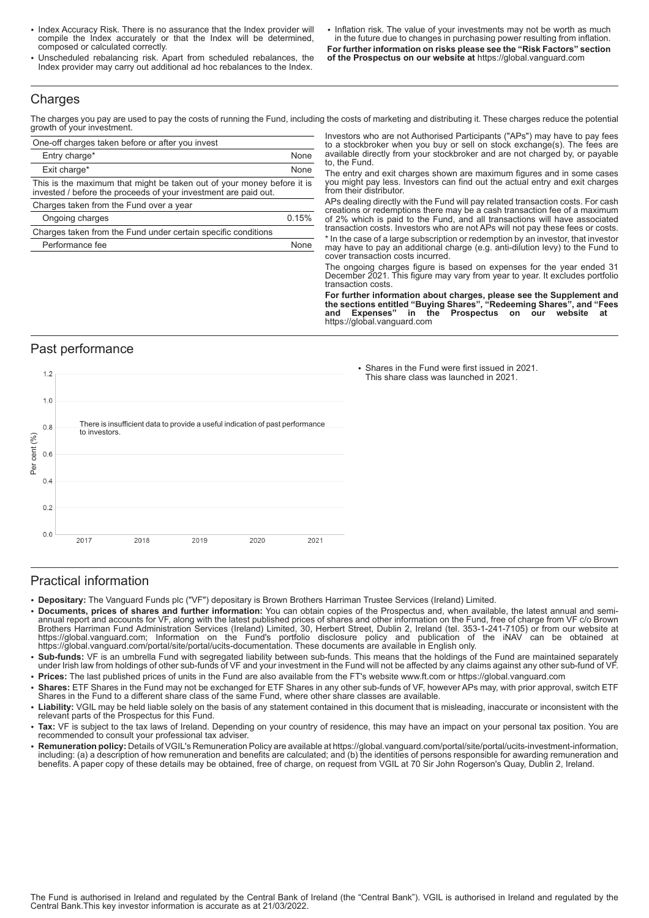- Index Accuracy Risk. There is no assurance that the Index provider will compile the Index accurately or that the Index will be determined, composed or calculated correctly.
- Unscheduled rebalancing risk. Apart from scheduled rebalances, the Index provider may carry out additional ad hoc rebalances to the Index.
- Inflation risk. The value of your investments may not be worth as much in the future due to changes in purchasing power resulting from inflation.

**For further information on risks please see the "Risk Factors" section of the Prospectus on our website at** https://global.vanguard.com

## Charges

The charges you pay are used to pay the costs of running the Fund, including the costs of marketing and distributing it. These charges reduce the potential growth of your investment.

| One-off charges taken before or after you invest | |
|---|---|
| Entry charge* | None |
| Exit charge* | None |
| This is the maximum that might be taken out of your money before it is invested / before the proceeds of your investment are paid out. | |
| Charges taken from the Fund over a year | |
| Ongoing charges | 0.15% |
| Charges taken from the Fund under certain specific conditions | |
| Performance fee | None |

Investors who are not Authorised Participants ("APs") may have to pay fees to a stockbroker when you buy or sell on stock exchange(s). The fees are available directly from your stockbroker and are not charged by, or payable to, the Fund.

The entry and exit charges shown are maximum figures and in some cases you might pay less. Investors can find out the actual entry and exit charges from their distributor.

APs dealing directly with the Fund will pay related transaction costs. For cash creations or redemptions there may be a cash transaction fee of a maximum of 2% which is paid to the Fund, and all transactions will have associated transaction costs. Investors who are not APs will not pay these fees or costs.

\* In the case of a large subscription or redemption by an investor, that investor may have to pay an additional charge (e.g. anti-dilution levy) to the Fund to cover transaction costs incurred.

The ongoing charges figure is based on expenses for the year ended 31 December 2021. This figure may vary from year to year. It excludes portfolio transaction costs.

**For further information about charges, please see the Supplement and the sections entitled "Buying Shares", "Redeeming Shares", and "Fees and Expenses" in the Prospectus on our website at** https://global.vanguard.com

## Past performance

Per cent (%)

1.2
1.0
0.8
0.6
0.4
0.2
0.0

2017 2018 2019 2020 2021

There is insufficient data to provide a useful indication of past performance to investors.

- Shares in the Fund were first issued in 2021. This share class was launched in 2021.

## Practical information

- **Depositary:** The Vanguard Funds plc ("VF") depositary is Brown Brothers Harriman Trustee Services (Ireland) Limited.
- **Documents, prices of shares and further information:** You can obtain copies of the Prospectus and, when available, the latest annual and semi-annual report and accounts for VF, along with the latest published prices of shares and other information on the Fund, free of charge from VF c/o Brown Brothers Harriman Fund Administration Services (Ireland) Limited, 30, Herbert Street, Dublin 2, Ireland (tel. 353-1-241-7105) or from our website at https://global.vanguard.com; Information on the Fund's portfolio disclosure policy and publication of the iNAV can be obtained at https://global.vanguard.com/portal/site/portal/ucits-documentation. These documents are available in English only.
- **Sub-funds:** VF is an umbrella Fund with segregated liability between sub-funds. This means that the holdings of the Fund are maintained separately under Irish law from holdings of other sub-funds of VF and your investment in the Fund will not be affected by any claims against any other sub-fund of VF.
- **Prices:** The last published prices of units in the Fund are also available from the FT's website www.ft.com or https://global.vanguard.com
- **Shares:** ETF Shares in the Fund may not be exchanged for ETF Shares in any other sub-funds of VF, however APs may, with prior approval, switch ETF Shares in the Fund to a different share class of the same Fund, where other share classes are available.
- **Liability:** VGIL may be held liable solely on the basis of any statement contained in this document that is misleading, inaccurate or inconsistent with the relevant parts of the Prospectus for this Fund.
- **Tax:** VF is subject to the tax laws of Ireland. Depending on your country of residence, this may have an impact on your personal tax position. You are recommended to consult your professional tax adviser.
- **Remuneration policy:** Details of VGIL's Remuneration Policy are available at https://global.vanguard.com/portal/site/portal/ucits-investment-information, including: (a) a description of how remuneration and benefits are calculated; and (b) the identities of persons responsible for awarding remuneration and benefits. A paper copy of these details may be obtained, free of charge, on request from VGIL at 70 Sir John Rogerson's Quay, Dublin 2, Ireland.

The Fund is authorised in Ireland and regulated by the Central Bank of Ireland (the "Central Bank"). VGIL is authorised in Ireland and regulated by the Central Bank.This key investor information is accurate as at 21/03/2022.